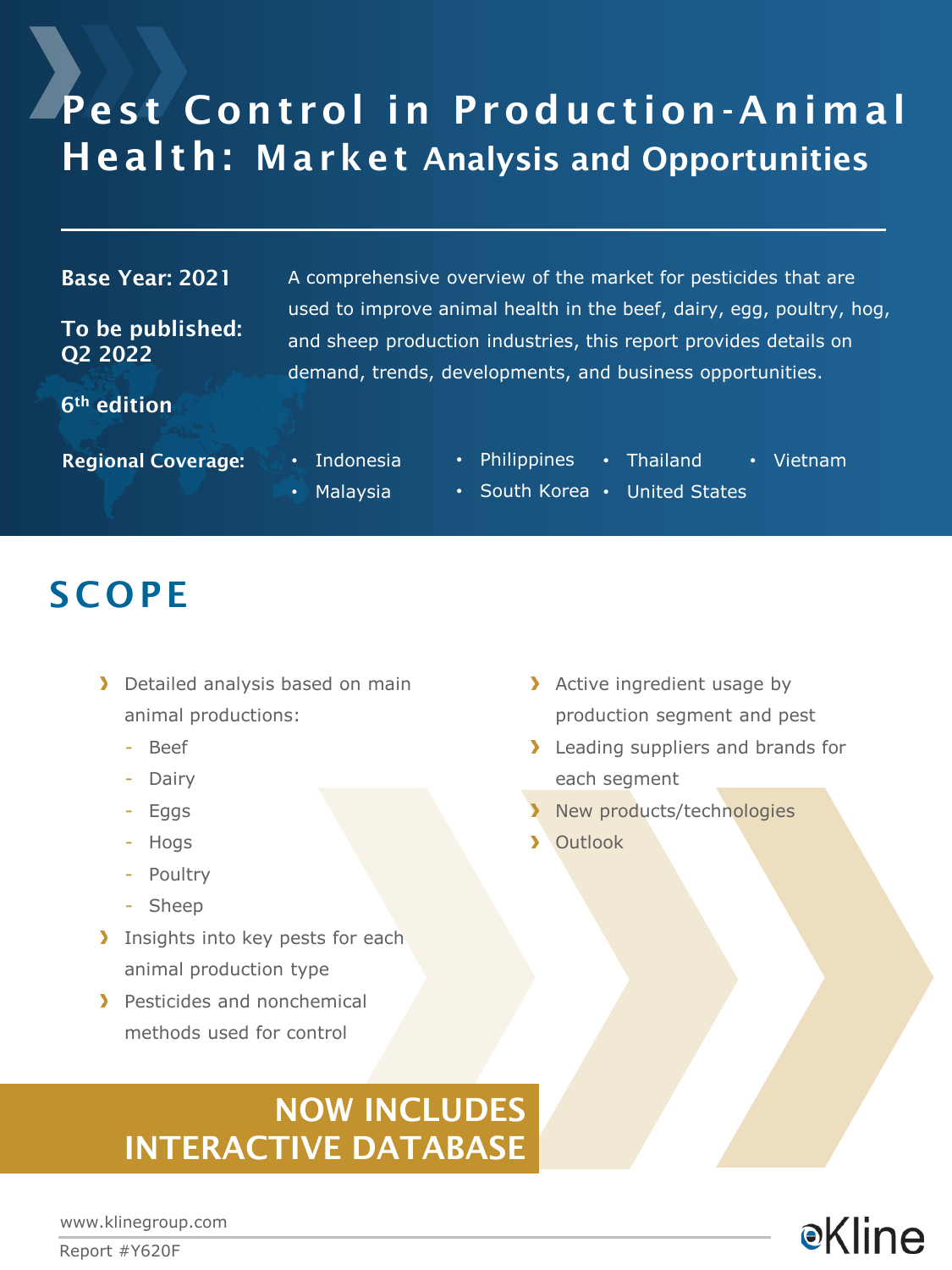# Pest Control in Production-Animal Health: Market Analysis and Opportunities

**Base Year: 2021**

**To be published: Q2 2022**

**6th edition**

A comprehensive overview of the market for pesticides that are used to improve animal health in the beef, dairy, egg, poultry, hog, and sheep production industries, this report provides details on demand, trends, developments, and business opportunities.

**Regional Coverage:**

- Indonesia
- Malaysia
- Philippines
- South Korea
- Thailand
- United States
- Vietnam

## SCOPE

- Detailed analysis based on main animal productions:
  - Beef
  - Dairy
  - Eggs
  - Hogs
  - Poultry
  - Sheep
- Insights into key pests for each animal production type
- Pesticides and nonchemical methods used for control
- Active ingredient usage by production segment and pest
- Leading suppliers and brands for each segment
- New products/technologies
- Outlook

**NOW INCLUDES INTERACTIVE DATABASE**

www.klinegroup.com

Report #Y620F

Kline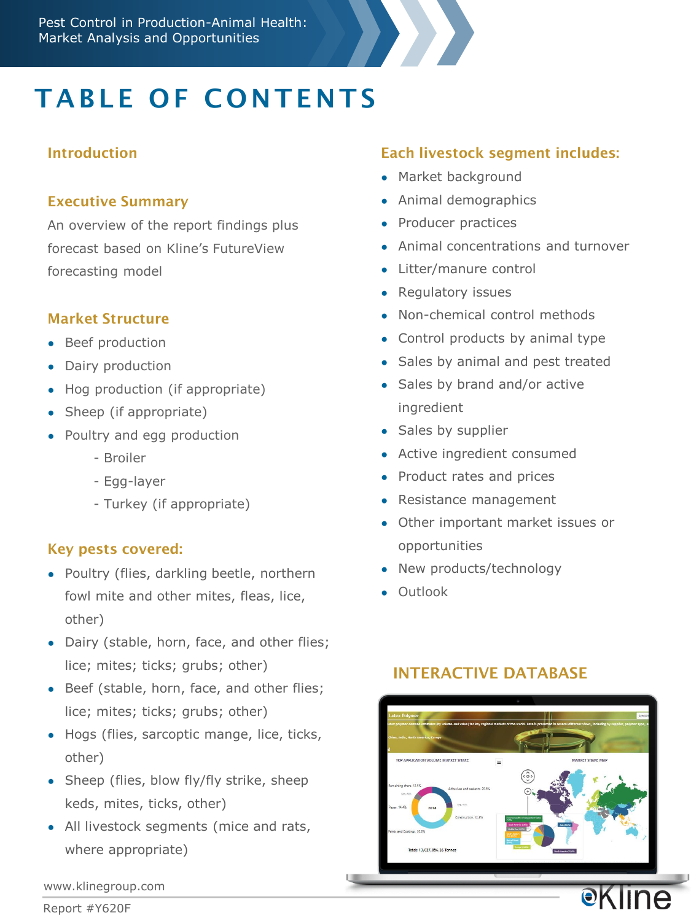# TABLE OF CONTENTS

## Introduction

## Executive Summary

An overview of the report findings plus forecast based on Kline's FutureView forecasting model

## Market Structure

- Beef production
- Dairy production
- Hog production (if appropriate)
- Sheep (if appropriate)
- Poultry and egg production
  - Broiler
  - Egg-layer
  - Turkey (if appropriate)

## Key pests covered:

- Poultry (flies, darkling beetle, northern fowl mite and other mites, fleas, lice, other)
- Dairy (stable, horn, face, and other flies; lice; mites; ticks; grubs; other)
- Beef (stable, horn, face, and other flies; lice; mites; ticks; grubs; other)
- Hogs (flies, sarcoptic mange, lice, ticks, other)
- Sheep (flies, blow fly/fly strike, sheep keds, mites, ticks, other)
- All livestock segments (mice and rats, where appropriate)

## Each livestock segment includes:

- Market background
- Animal demographics
- Producer practices
- Animal concentrations and turnover
- Litter/manure control
- Regulatory issues
- Non-chemical control methods
- Control products by animal type
- Sales by animal and pest treated
- Sales by brand and/or active ingredient
- Sales by supplier
- Active ingredient consumed
- Product rates and prices
- Resistance management
- Other important market issues or opportunities
- New products/technology
- Outlook

## INTERACTIVE DATABASE

www.klinegroup.com

Report #Y620F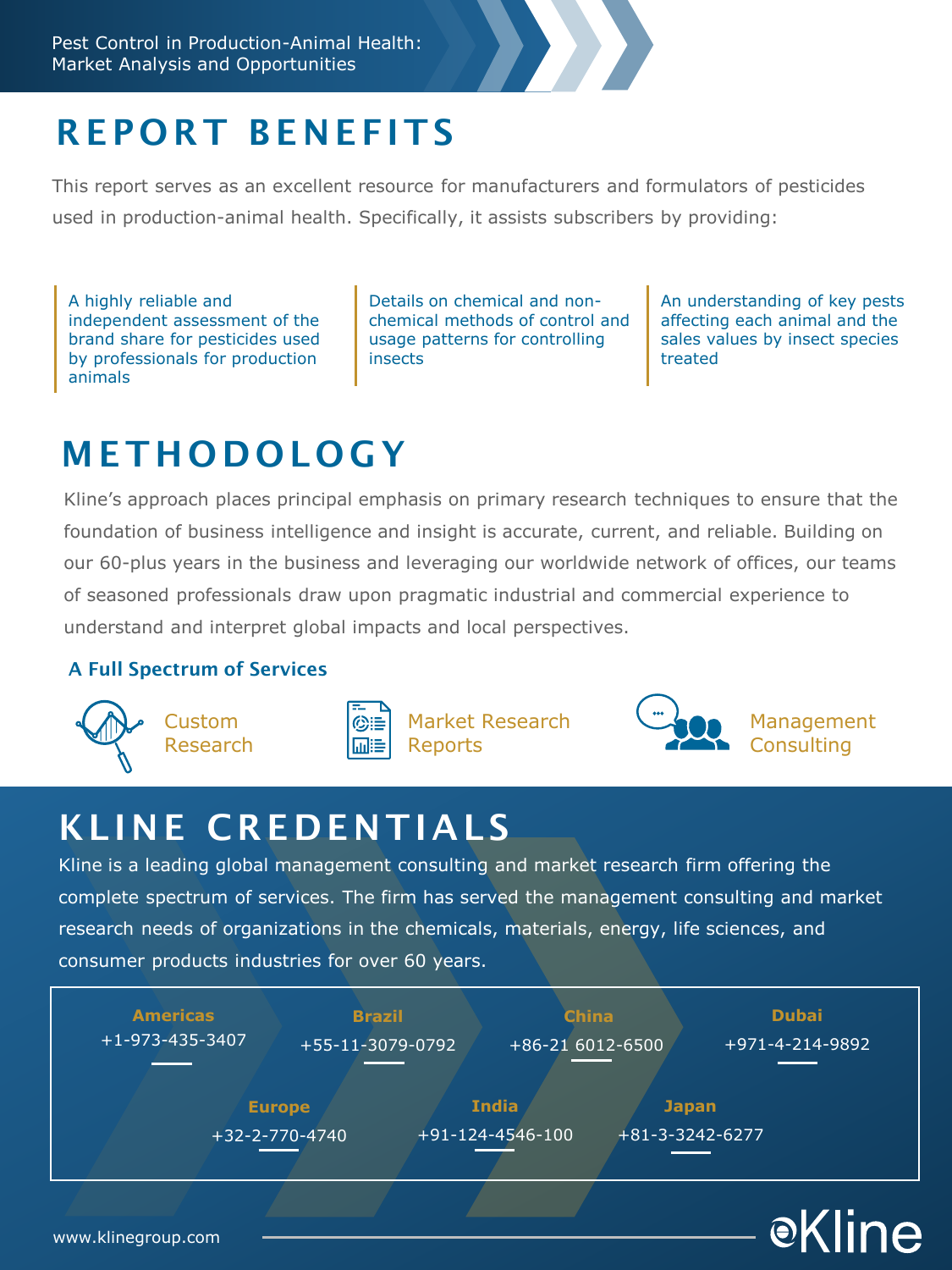# REPORT BENEFITS

This report serves as an excellent resource for manufacturers and formulators of pesticides used in production-animal health. Specifically, it assists subscribers by providing:

- A highly reliable and independent assessment of the brand share for pesticides used by professionals for production animals
- Details on chemical and non-chemical methods of control and usage patterns for controlling insects
- An understanding of key pests affecting each animal and the sales values by insect species treated

# METHODOLOGY

Kline's approach places principal emphasis on primary research techniques to ensure that the foundation of business intelligence and insight is accurate, current, and reliable. Building on our 60-plus years in the business and leveraging our worldwide network of offices, our teams of seasoned professionals draw upon pragmatic industrial and commercial experience to understand and interpret global impacts and local perspectives.

### A Full Spectrum of Services

- Custom Research
- Market Research Reports
- Management Consulting

# KLINE CREDENTIALS

Kline is a leading global management consulting and market research firm offering the complete spectrum of services. The firm has served the management consulting and market research needs of organizations in the chemicals, materials, energy, life sciences, and consumer products industries for over 60 years.

**Americas**
+1-973-435-3407

**Brazil**
+55-11-3079-0792

**China**
+86-21 6012-6500

**Dubai**
+971-4-214-9892

**Europe**
+32-2-770-4740

**India**
+91-124-4546-100

**Japan**
+81-3-3242-6277

www.klinegroup.com

Kline